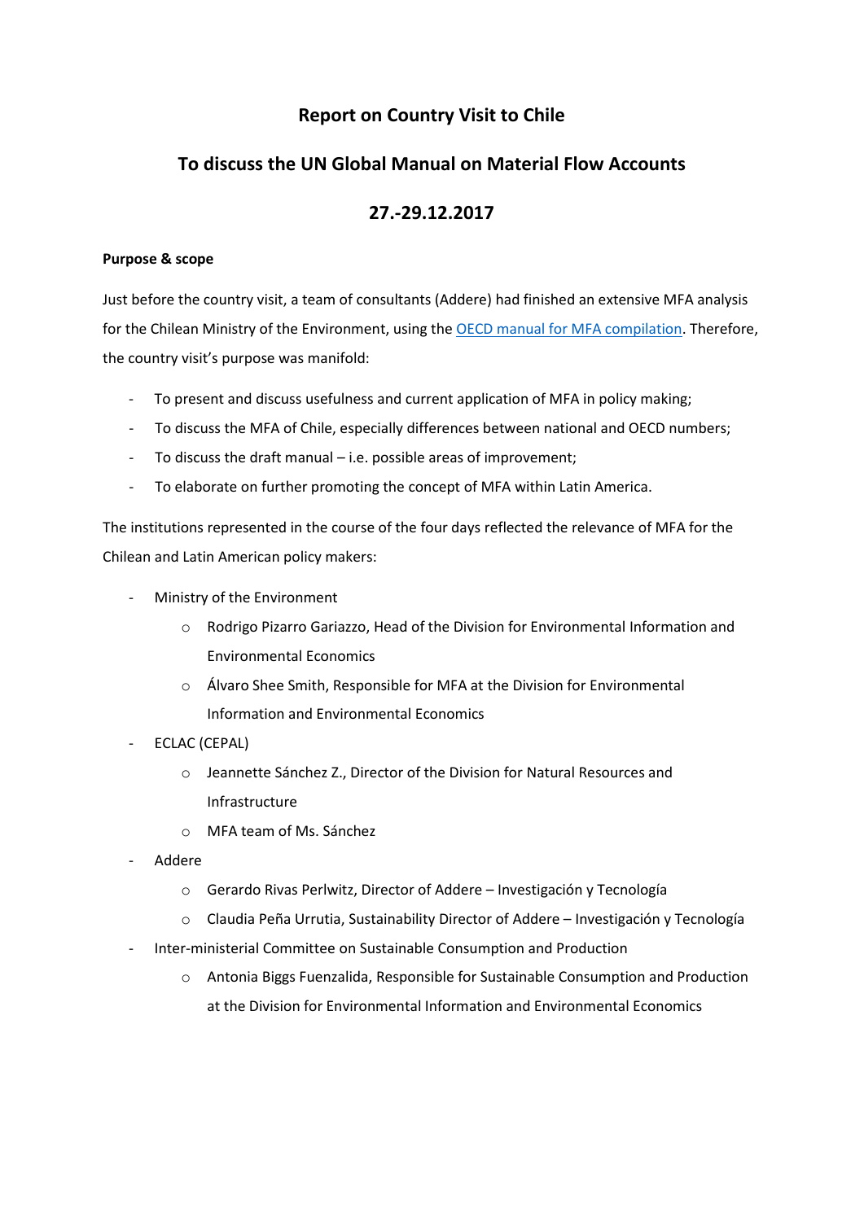# Report on Country Visit to Chile

## To discuss the UN Global Manual on Material Flow Accounts

## 27.-29.12.2017

**Purpose & scope**

Just before the country visit, a team of consultants (Addere) had finished an extensive MFA analysis for the Chilean Ministry of the Environment, using the OECD manual for MFA compilation. Therefore, the country visit's purpose was manifold:

- To present and discuss usefulness and current application of MFA in policy making;
- To discuss the MFA of Chile, especially differences between national and OECD numbers;
- To discuss the draft manual – i.e. possible areas of improvement;
- To elaborate on further promoting the concept of MFA within Latin America.

The institutions represented in the course of the four days reflected the relevance of MFA for the Chilean and Latin American policy makers:

- Ministry of the Environment
  - Rodrigo Pizarro Gariazzo, Head of the Division for Environmental Information and Environmental Economics
  - Álvaro Shee Smith, Responsible for MFA at the Division for Environmental Information and Environmental Economics
- ECLAC (CEPAL)
  - Jeannette Sánchez Z., Director of the Division for Natural Resources and Infrastructure
  - MFA team of Ms. Sánchez
- Addere
  - Gerardo Rivas Perlwitz, Director of Addere – Investigación y Tecnología
  - Claudia Peña Urrutia, Sustainability Director of Addere – Investigación y Tecnología
- Inter-ministerial Committee on Sustainable Consumption and Production
  - Antonia Biggs Fuenzalida, Responsible for Sustainable Consumption and Production at the Division for Environmental Information and Environmental Economics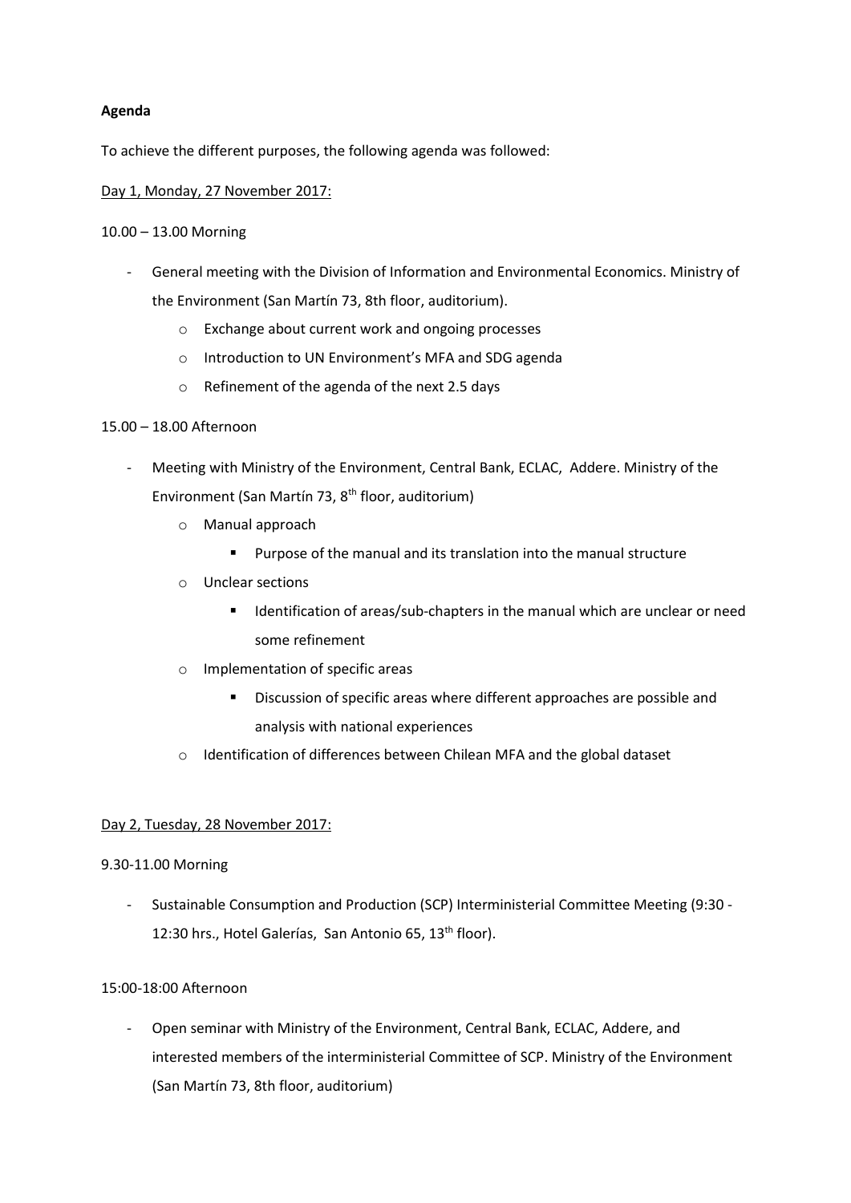**Agenda**

To achieve the different purposes, the following agenda was followed:

Day 1, Monday, 27 November 2017:

10.00 – 13.00 Morning

- General meeting with the Division of Information and Environmental Economics. Ministry of the Environment (San Martín 73, 8th floor, auditorium).
  - Exchange about current work and ongoing processes
  - Introduction to UN Environment's MFA and SDG agenda
  - Refinement of the agenda of the next 2.5 days

15.00 – 18.00 Afternoon

- Meeting with Ministry of the Environment, Central Bank, ECLAC, Addere. Ministry of the Environment (San Martín 73, 8th floor, auditorium)
  - Manual approach
    - Purpose of the manual and its translation into the manual structure
  - Unclear sections
    - Identification of areas/sub-chapters in the manual which are unclear or need some refinement
  - Implementation of specific areas
    - Discussion of specific areas where different approaches are possible and analysis with national experiences
  - Identification of differences between Chilean MFA and the global dataset

Day 2, Tuesday, 28 November 2017:

9.30-11.00 Morning

- Sustainable Consumption and Production (SCP) Interministerial Committee Meeting (9:30 - 12:30 hrs., Hotel Galerías, San Antonio 65, 13th floor).

15:00-18:00 Afternoon

- Open seminar with Ministry of the Environment, Central Bank, ECLAC, Addere, and interested members of the interministerial Committee of SCP. Ministry of the Environment (San Martín 73, 8th floor, auditorium)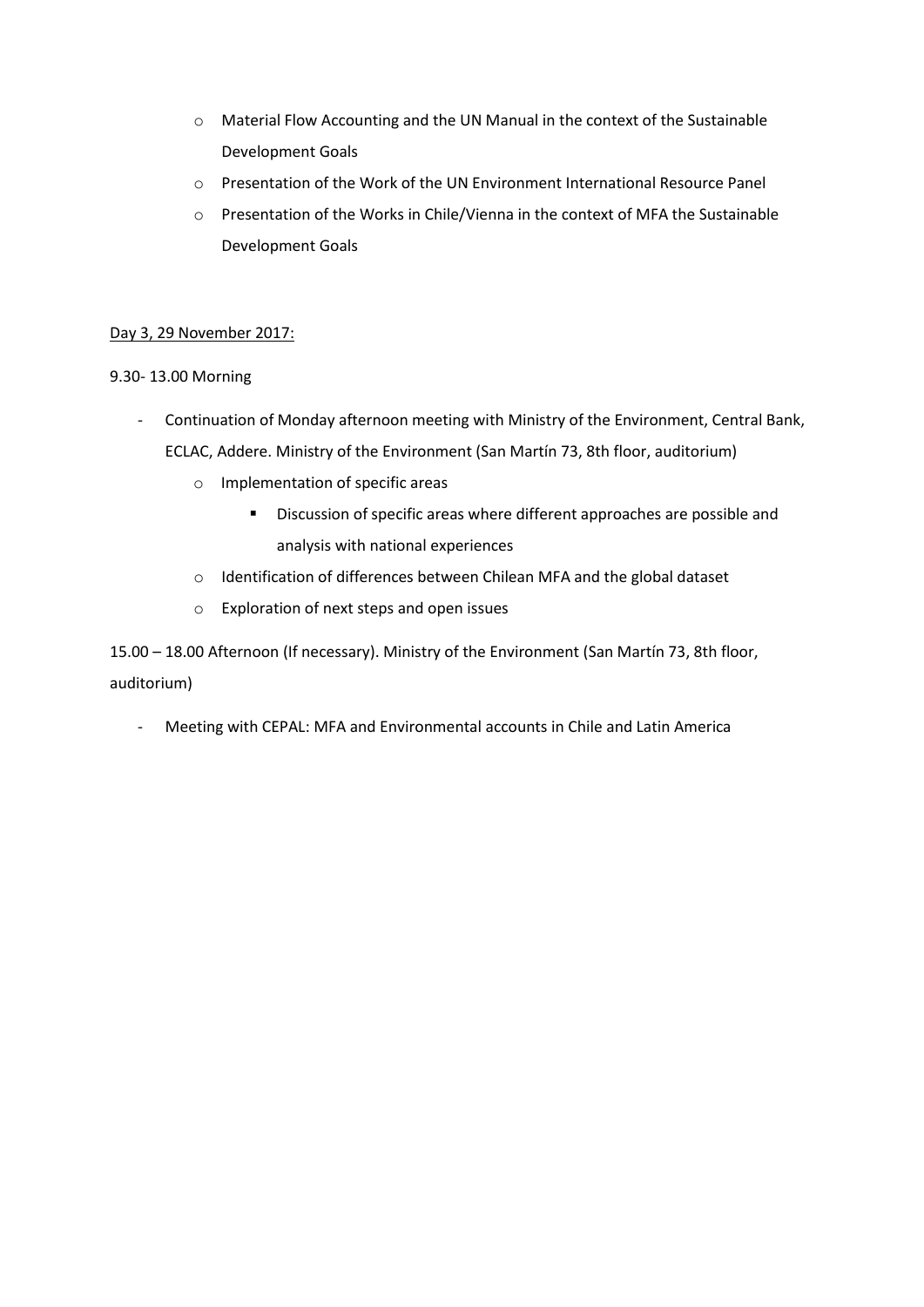- Material Flow Accounting and the UN Manual in the context of the Sustainable Development Goals
    - Presentation of the Work of the UN Environment International Resource Panel
    - Presentation of the Works in Chile/Vienna in the context of MFA the Sustainable Development Goals

<u>Day 3, 29 November 2017:</u>

9.30- 13.00 Morning

- Continuation of Monday afternoon meeting with Ministry of the Environment, Central Bank, ECLAC, Addere. Ministry of the Environment (San Martín 73, 8th floor, auditorium)
    - Implementation of specific areas
        - Discussion of specific areas where different approaches are possible and analysis with national experiences
    - Identification of differences between Chilean MFA and the global dataset
    - Exploration of next steps and open issues

15.00 – 18.00 Afternoon (If necessary). Ministry of the Environment (San Martín 73, 8th floor, auditorium)

- Meeting with CEPAL: MFA and Environmental accounts in Chile and Latin America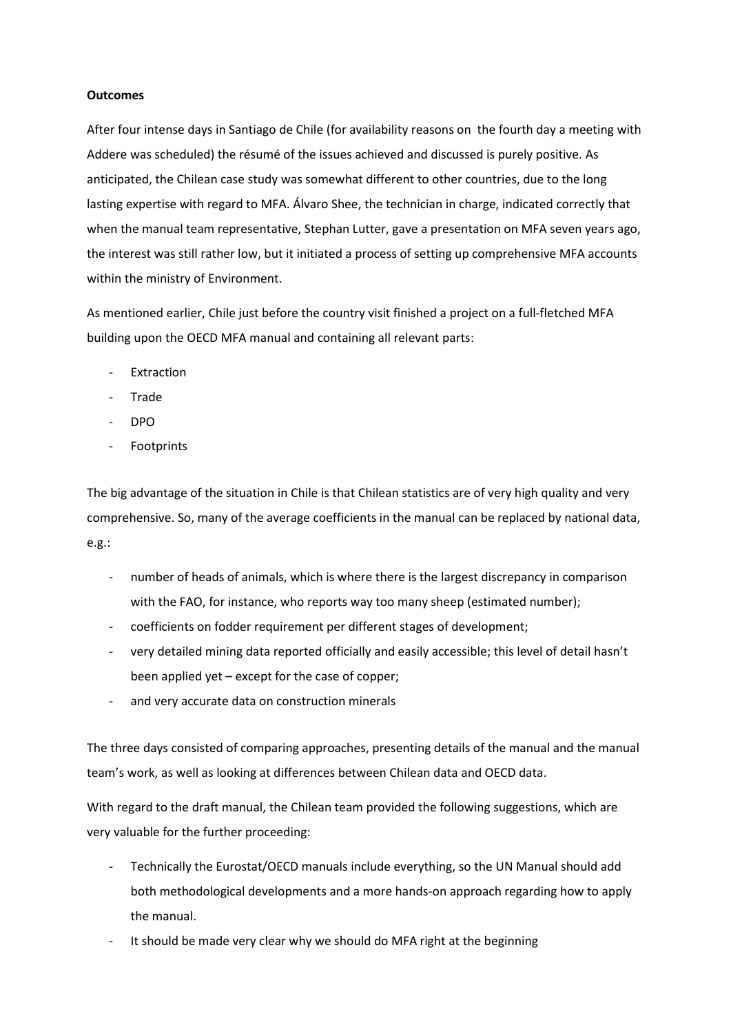**Outcomes**

After four intense days in Santiago de Chile (for availability reasons on the fourth day a meeting with Addere was scheduled) the résumé of the issues achieved and discussed is purely positive. As anticipated, the Chilean case study was somewhat different to other countries, due to the long lasting expertise with regard to MFA. Álvaro Shee, the technician in charge, indicated correctly that when the manual team representative, Stephan Lutter, gave a presentation on MFA seven years ago, the interest was still rather low, but it initiated a process of setting up comprehensive MFA accounts within the ministry of Environment.

As mentioned earlier, Chile just before the country visit finished a project on a full-fletched MFA building upon the OECD MFA manual and containing all relevant parts:

- Extraction
- Trade
- DPO
- Footprints

The big advantage of the situation in Chile is that Chilean statistics are of very high quality and very comprehensive. So, many of the average coefficients in the manual can be replaced by national data, e.g.:

- number of heads of animals, which is where there is the largest discrepancy in comparison with the FAO, for instance, who reports way too many sheep (estimated number);
- coefficients on fodder requirement per different stages of development;
- very detailed mining data reported officially and easily accessible; this level of detail hasn't been applied yet – except for the case of copper;
- and very accurate data on construction minerals

The three days consisted of comparing approaches, presenting details of the manual and the manual team's work, as well as looking at differences between Chilean data and OECD data.

With regard to the draft manual, the Chilean team provided the following suggestions, which are very valuable for the further proceeding:

- Technically the Eurostat/OECD manuals include everything, so the UN Manual should add both methodological developments and a more hands-on approach regarding how to apply the manual.
- It should be made very clear why we should do MFA right at the beginning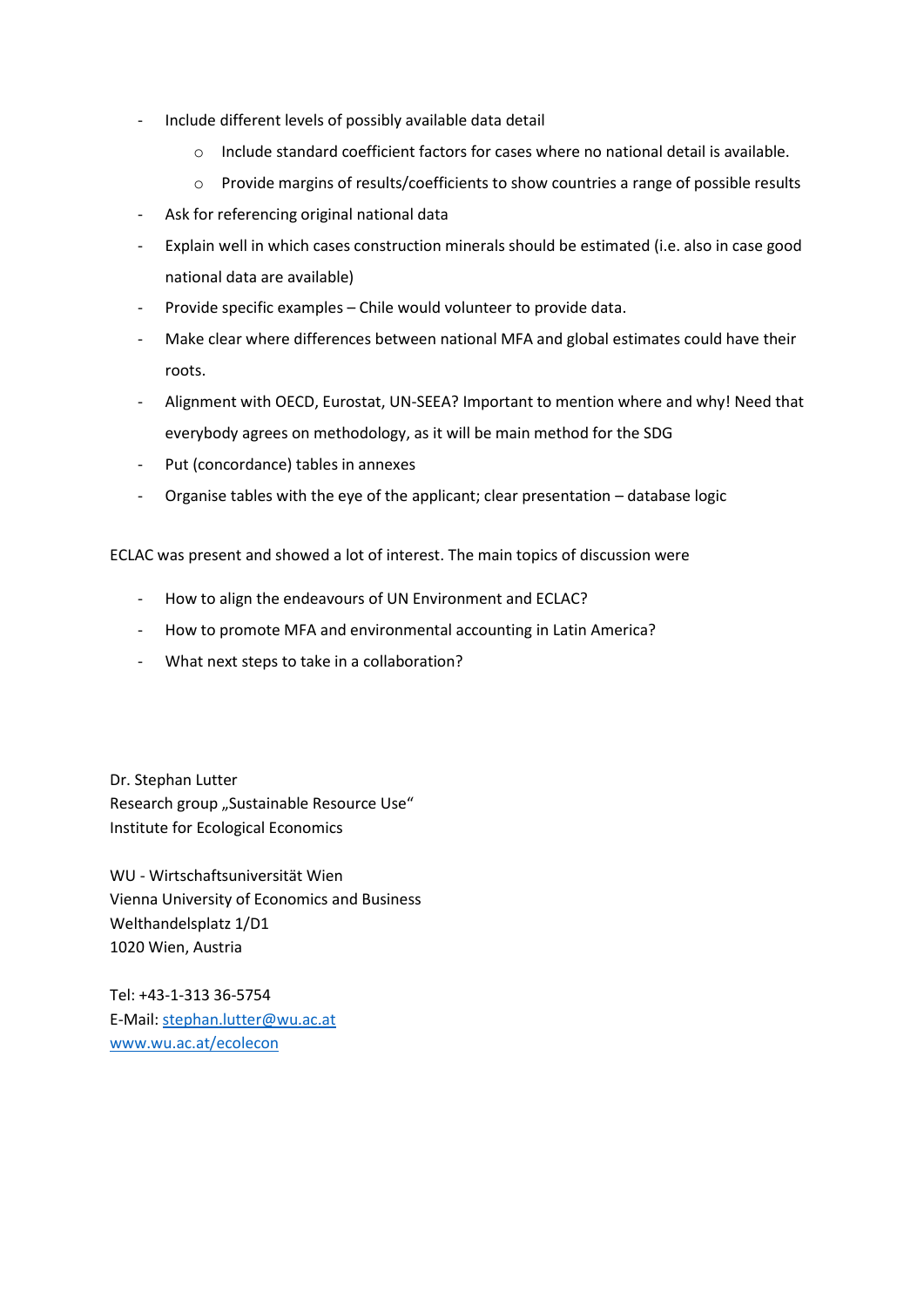- Include different levels of possibly available data detail
  - Include standard coefficient factors for cases where no national detail is available.
  - Provide margins of results/coefficients to show countries a range of possible results
- Ask for referencing original national data
- Explain well in which cases construction minerals should be estimated (i.e. also in case good national data are available)
- Provide specific examples – Chile would volunteer to provide data.
- Make clear where differences between national MFA and global estimates could have their roots.
- Alignment with OECD, Eurostat, UN-SEEA? Important to mention where and why! Need that everybody agrees on methodology, as it will be main method for the SDG
- Put (concordance) tables in annexes
- Organise tables with the eye of the applicant; clear presentation – database logic

ECLAC was present and showed a lot of interest. The main topics of discussion were

- How to align the endeavours of UN Environment and ECLAC?
- How to promote MFA and environmental accounting in Latin America?
- What next steps to take in a collaboration?

Dr. Stephan Lutter
Research group „Sustainable Resource Use"
Institute for Ecological Economics

WU - Wirtschaftsuniversität Wien
Vienna University of Economics and Business
Welthandelsplatz 1/D1
1020 Wien, Austria

Tel: +43-1-313 36-5754
E-Mail: [stephan.lutter@wu.ac.at](mailto:stephan.lutter@wu.ac.at)
[www.wu.ac.at/ecolecon](http://www.wu.ac.at/ecolecon)